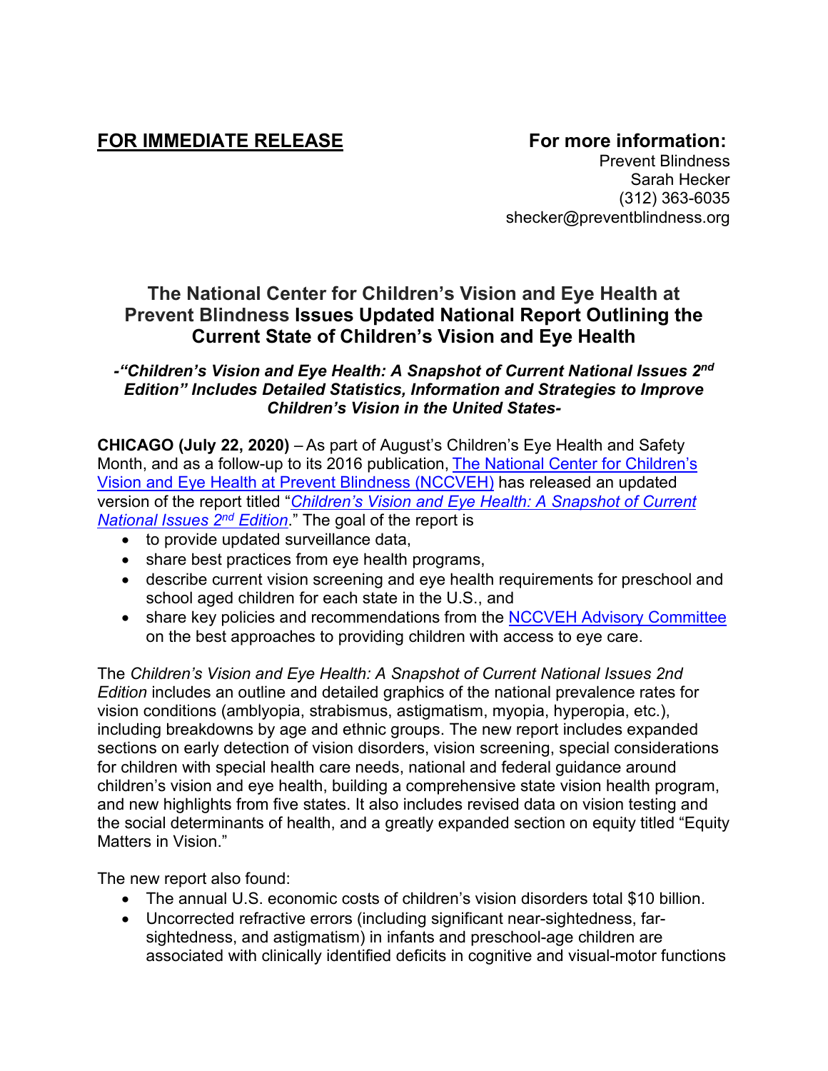**FOR IMMEDIATE RELEASE**

**For more information:**
Prevent Blindness
Sarah Hecker
(312) 363-6035
shecker@preventblindness.org

## The National Center for Children's Vision and Eye Health at Prevent Blindness Issues Updated National Report Outlining the Current State of Children's Vision and Eye Health

***-"Children's Vision and Eye Health: A Snapshot of Current National Issues 2nd Edition" Includes Detailed Statistics, Information and Strategies to Improve Children's Vision in the United States-***

**CHICAGO (July 22, 2020)** – As part of August's Children's Eye Health and Safety Month, and as a follow-up to its 2016 publication, The National Center for Children's Vision and Eye Health at Prevent Blindness (NCCVEH) has released an updated version of the report titled "*Children's Vision and Eye Health: A Snapshot of Current National Issues 2nd Edition*." The goal of the report is

- to provide updated surveillance data,
- share best practices from eye health programs,
- describe current vision screening and eye health requirements for preschool and school aged children for each state in the U.S., and
- share key policies and recommendations from the NCCVEH Advisory Committee on the best approaches to providing children with access to eye care.

The *Children's Vision and Eye Health: A Snapshot of Current National Issues 2nd Edition* includes an outline and detailed graphics of the national prevalence rates for vision conditions (amblyopia, strabismus, astigmatism, myopia, hyperopia, etc.), including breakdowns by age and ethnic groups. The new report includes expanded sections on early detection of vision disorders, vision screening, special considerations for children with special health care needs, national and federal guidance around children's vision and eye health, building a comprehensive state vision health program, and new highlights from five states. It also includes revised data on vision testing and the social determinants of health, and a greatly expanded section on equity titled "Equity Matters in Vision."

The new report also found:

- The annual U.S. economic costs of children's vision disorders total $10 billion.
- Uncorrected refractive errors (including significant near-sightedness, far-sightedness, and astigmatism) in infants and preschool-age children are associated with clinically identified deficits in cognitive and visual-motor functions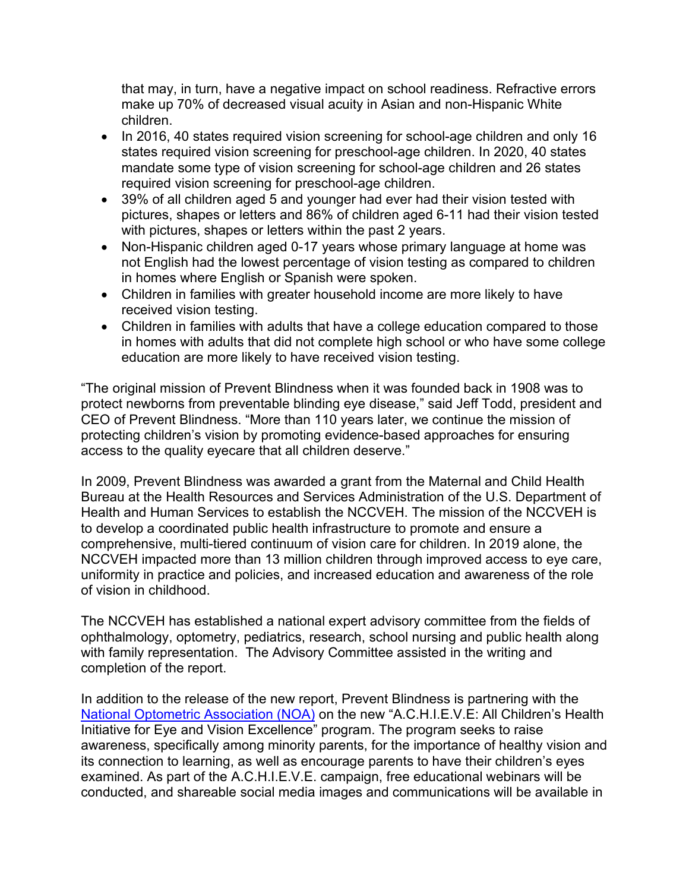that may, in turn, have a negative impact on school readiness. Refractive errors make up 70% of decreased visual acuity in Asian and non-Hispanic White children.

- In 2016, 40 states required vision screening for school-age children and only 16 states required vision screening for preschool-age children. In 2020, 40 states mandate some type of vision screening for school-age children and 26 states required vision screening for preschool-age children.
- 39% of all children aged 5 and younger had ever had their vision tested with pictures, shapes or letters and 86% of children aged 6-11 had their vision tested with pictures, shapes or letters within the past 2 years.
- Non-Hispanic children aged 0-17 years whose primary language at home was not English had the lowest percentage of vision testing as compared to children in homes where English or Spanish were spoken.
- Children in families with greater household income are more likely to have received vision testing.
- Children in families with adults that have a college education compared to those in homes with adults that did not complete high school or who have some college education are more likely to have received vision testing.

"The original mission of Prevent Blindness when it was founded back in 1908 was to protect newborns from preventable blinding eye disease," said Jeff Todd, president and CEO of Prevent Blindness. "More than 110 years later, we continue the mission of protecting children's vision by promoting evidence-based approaches for ensuring access to the quality eyecare that all children deserve."

In 2009, Prevent Blindness was awarded a grant from the Maternal and Child Health Bureau at the Health Resources and Services Administration of the U.S. Department of Health and Human Services to establish the NCCVEH. The mission of the NCCVEH is to develop a coordinated public health infrastructure to promote and ensure a comprehensive, multi-tiered continuum of vision care for children. In 2019 alone, the NCCVEH impacted more than 13 million children through improved access to eye care, uniformity in practice and policies, and increased education and awareness of the role of vision in childhood.

The NCCVEH has established a national expert advisory committee from the fields of ophthalmology, optometry, pediatrics, research, school nursing and public health along with family representation. The Advisory Committee assisted in the writing and completion of the report.

In addition to the release of the new report, Prevent Blindness is partnering with the National Optometric Association (NOA) on the new "A.C.H.I.E.V.E: All Children's Health Initiative for Eye and Vision Excellence" program. The program seeks to raise awareness, specifically among minority parents, for the importance of healthy vision and its connection to learning, as well as encourage parents to have their children's eyes examined. As part of the A.C.H.I.E.V.E. campaign, free educational webinars will be conducted, and shareable social media images and communications will be available in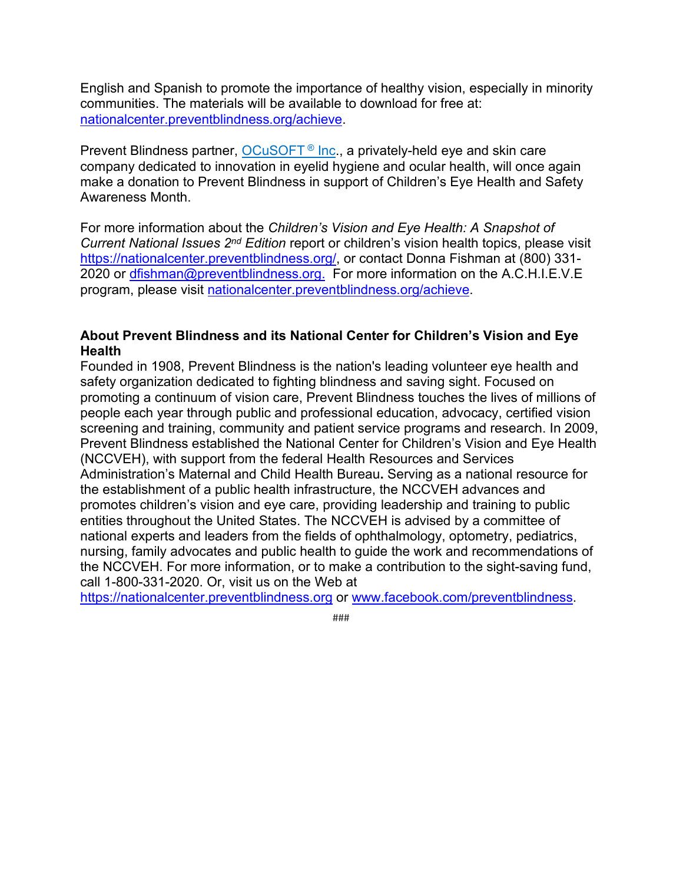English and Spanish to promote the importance of healthy vision, especially in minority communities. The materials will be available to download for free at: nationalcenter.preventblindness.org/achieve.

Prevent Blindness partner, OCuSOFT® Inc., a privately-held eye and skin care company dedicated to innovation in eyelid hygiene and ocular health, will once again make a donation to Prevent Blindness in support of Children's Eye Health and Safety Awareness Month.

For more information about the *Children's Vision and Eye Health: A Snapshot of Current National Issues 2nd Edition* report or children's vision health topics, please visit https://nationalcenter.preventblindness.org/, or contact Donna Fishman at (800) 331-2020 or dfishman@preventblindness.org. For more information on the A.C.H.I.E.V.E program, please visit nationalcenter.preventblindness.org/achieve.

**About Prevent Blindness and its National Center for Children's Vision and Eye Health**

Founded in 1908, Prevent Blindness is the nation's leading volunteer eye health and safety organization dedicated to fighting blindness and saving sight. Focused on promoting a continuum of vision care, Prevent Blindness touches the lives of millions of people each year through public and professional education, advocacy, certified vision screening and training, community and patient service programs and research. In 2009, Prevent Blindness established the National Center for Children's Vision and Eye Health (NCCVEH), with support from the federal Health Resources and Services Administration's Maternal and Child Health Bureau**.** Serving as a national resource for the establishment of a public health infrastructure, the NCCVEH advances and promotes children's vision and eye care, providing leadership and training to public entities throughout the United States. The NCCVEH is advised by a committee of national experts and leaders from the fields of ophthalmology, optometry, pediatrics, nursing, family advocates and public health to guide the work and recommendations of the NCCVEH. For more information, or to make a contribution to the sight-saving fund, call 1-800-331-2020. Or, visit us on the Web at https://nationalcenter.preventblindness.org or www.facebook.com/preventblindness.

###